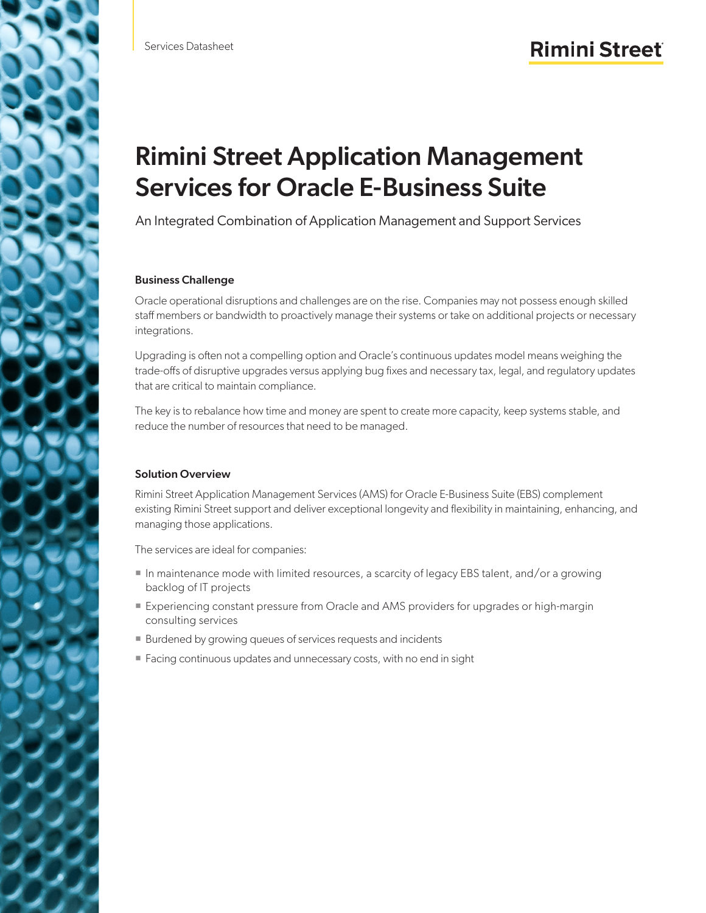Services Datasheet

# Rimini Street Application Management Services for Oracle E-Business Suite

An Integrated Combination of Application Management and Support Services

## Business Challenge

Oracle operational disruptions and challenges are on the rise. Companies may not possess enough skilled staff members or bandwidth to proactively manage their systems or take on additional projects or necessary integrations.

Upgrading is often not a compelling option and Oracle's continuous updates model means weighing the trade-offs of disruptive upgrades versus applying bug fixes and necessary tax, legal, and regulatory updates that are critical to maintain compliance.

The key is to rebalance how time and money are spent to create more capacity, keep systems stable, and reduce the number of resources that need to be managed.

## Solution Overview

Rimini Street Application Management Services (AMS) for Oracle E-Business Suite (EBS) complement existing Rimini Street support and deliver exceptional longevity and flexibility in maintaining, enhancing, and managing those applications.

The services are ideal for companies:

- In maintenance mode with limited resources, a scarcity of legacy EBS talent, and/or a growing backlog of IT projects
- Experiencing constant pressure from Oracle and AMS providers for upgrades or high-margin consulting services
- Burdened by growing queues of services requests and incidents
- Facing continuous updates and unnecessary costs, with no end in sight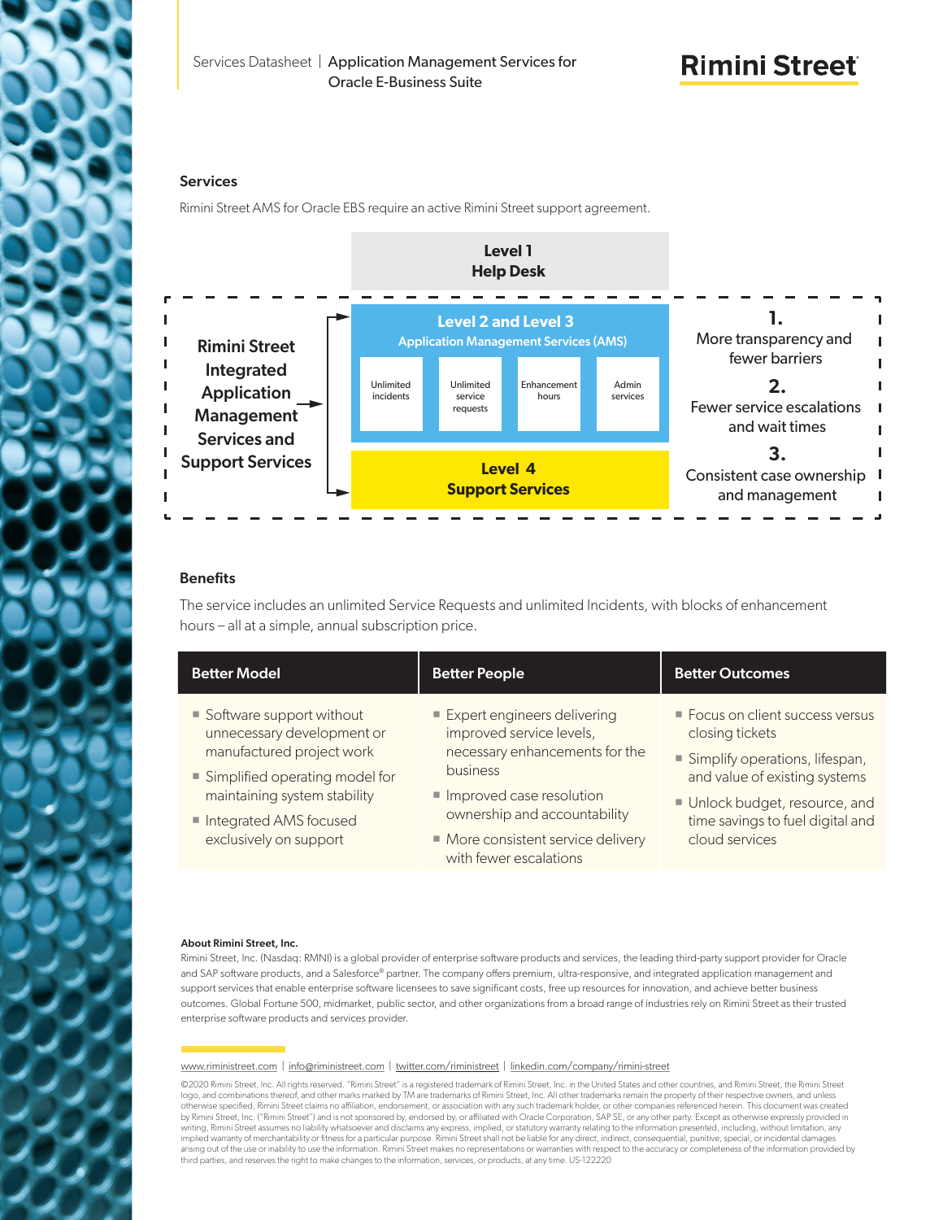## Services

Rimini Street AMS for Oracle EBS require an active Rimini Street support agreement.

Level 1
Help Desk

Rimini Street Integrated Application Management Services and Support Services

Level 2 and Level 3
Application Management Services (AMS)

Unlimited incidents

Unlimited service requests

Enhancement hours

Admin services

Level 4
Support Services

1.
More transparency and fewer barriers

2.
Fewer service escalations and wait times

3.
Consistent case ownership and management

## Benefits

The service includes an unlimited Service Requests and unlimited Incidents, with blocks of enhancement hours – all at a simple, annual subscription price.

| Better Model | Better People | Better Outcomes |
|---|---|---|
| ▪ Software support without unnecessary development or manufactured project work<br>▪ Simplified operating model for maintaining system stability<br>▪ Integrated AMS focused exclusively on support | ▪ Expert engineers delivering improved service levels, necessary enhancements for the business<br>▪ Improved case resolution ownership and accountability<br>▪ More consistent service delivery with fewer escalations | ▪ Focus on client success versus closing tickets<br>▪ Simplify operations, lifespan, and value of existing systems<br>▪ Unlock budget, resource, and time savings to fuel digital and cloud services |

**About Rimini Street, Inc.**

Rimini Street, Inc. (Nasdaq: RMNI) is a global provider of enterprise software products and services, the leading third-party support provider for Oracle and SAP software products, and a Salesforce® partner. The company offers premium, ultra-responsive, and integrated application management and support services that enable enterprise software licensees to save significant costs, free up resources for innovation, and achieve better business outcomes. Global Fortune 500, midmarket, public sector, and other organizations from a broad range of industries rely on Rimini Street as their trusted enterprise software products and services provider.

www.riministreet.com | info@riministreet.com | twitter.com/riministreet | linkedin.com/company/rimini-street

©2020 Rimini Street, Inc. All rights reserved. "Rimini Street" is a registered trademark of Rimini Street, Inc. in the United States and other countries, and Rimini Street, the Rimini Street logo, and combinations thereof, and other marks marked by TM are trademarks of Rimini Street, Inc. All other trademarks remain the property of their respective owners, and unless otherwise specified, Rimini Street claims no affiliation, endorsement, or association with any such trademark holder, or other companies referenced herein. This document was created by Rimini Street, Inc. ("Rimini Street") and is not sponsored by, endorsed by, or affiliated with Oracle Corporation, SAP SE, or any other party. Except as otherwise expressly provided in writing, Rimini Street assumes no liability whatsoever and disclaims any express, implied, or statutory warranty relating to the information presented, including, without limitation, any implied warranty of merchantability or fitness for a particular purpose. Rimini Street shall not be liable for any direct, indirect, consequential, punitive, special, or incidental damages arising out of the use or inability to use the information. Rimini Street makes no representations or warranties with respect to the accuracy or completeness of the information provided by third parties, and reserves the right to make changes to the information, services, or products, at any time. US-122220